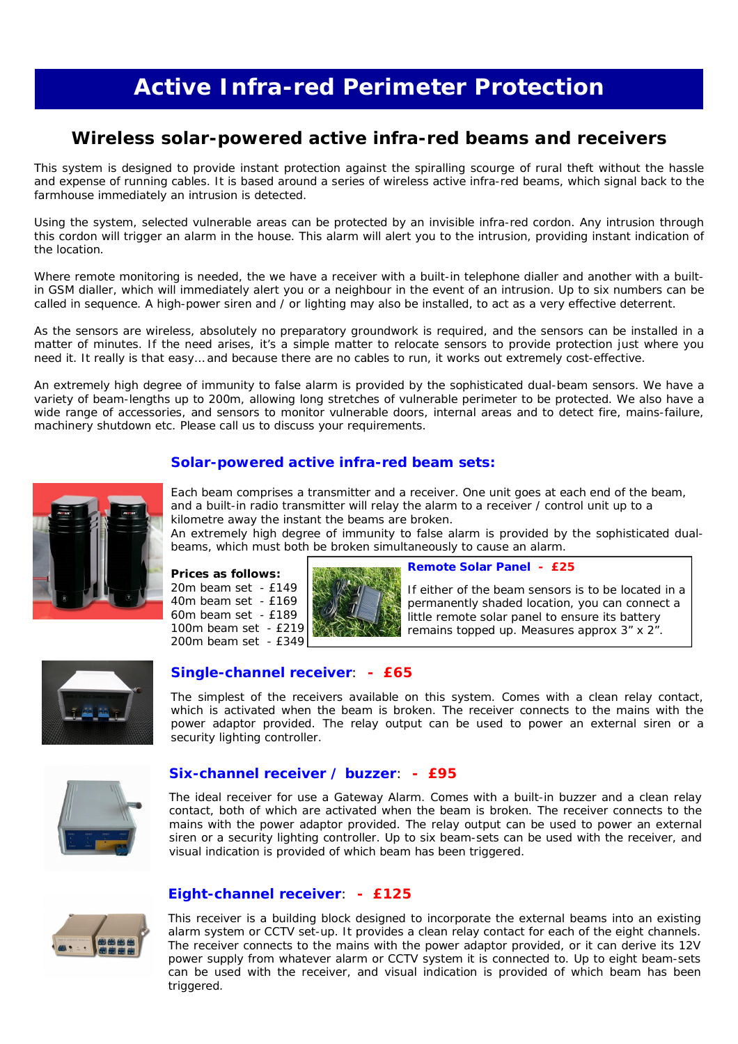# Active Infra-red Perimeter Protection

## Wireless solar-powered active infra-red beams and receivers

This system is designed to provide instant protection against the spiralling scourge of rural theft without the hassle and expense of running cables. It is based around a series of wireless active infra-red beams, which signal back to the farmhouse immediately an intrusion is detected.

Using the system, selected vulnerable areas can be protected by an invisible infra-red cordon. Any intrusion through this cordon will trigger an alarm in the house. This alarm will alert you to the intrusion, providing instant indication of the location.

Where remote monitoring is needed, the we have a receiver with a built-in telephone dialler and another with a built-in GSM dialler, which will immediately alert you or a neighbour in the event of an intrusion. Up to six numbers can be called in sequence. A high-power siren and / or lighting may also be installed, to act as a very effective deterrent.

As the sensors are wireless, absolutely no preparatory groundwork is required, and the sensors can be installed in a matter of minutes. If the need arises, it's a simple matter to relocate sensors to provide protection just where you need it. It really is that easy…and because there are no cables to run, it works out extremely cost-effective.

An extremely high degree of immunity to false alarm is provided by the sophisticated dual-beam sensors. We have a variety of beam-lengths up to 200m, allowing long stretches of vulnerable perimeter to be protected. We also have a wide range of accessories, and sensors to monitor vulnerable doors, internal areas and to detect fire, mains-failure, machinery shutdown etc. Please call us to discuss your requirements.

### Solar-powered active infra-red beam sets:

Each beam comprises a transmitter and a receiver. One unit goes at each end of the beam, and a built-in radio transmitter will relay the alarm to a receiver / control unit up to a kilometre away the instant the beams are broken.
An extremely high degree of immunity to false alarm is provided by the sophisticated dual-beams, which must both be broken simultaneously to cause an alarm.

**Prices as follows:**
20m beam set - £149
40m beam set - £169
60m beam set - £189
100m beam set - £219
200m beam set - £349

**Remote Solar Panel - £25**

If either of the beam sensors is to be located in a permanently shaded location, you can connect a little remote solar panel to ensure its battery remains topped up. Measures approx 3" x 2".

### Single-channel receiver: - £65

The simplest of the receivers available on this system. Comes with a clean relay contact, which is activated when the beam is broken. The receiver connects to the mains with the power adaptor provided. The relay output can be used to power an external siren or a security lighting controller.

### Six-channel receiver / buzzer: - £95

The ideal receiver for use a Gateway Alarm. Comes with a built-in buzzer and a clean relay contact, both of which are activated when the beam is broken. The receiver connects to the mains with the power adaptor provided. The relay output can be used to power an external siren or a security lighting controller. Up to six beam-sets can be used with the receiver, and visual indication is provided of which beam has been triggered.

### Eight-channel receiver: - £125

This receiver is a building block designed to incorporate the external beams into an existing alarm system or CCTV set-up. It provides a clean relay contact for each of the eight channels. The receiver connects to the mains with the power adaptor provided, or it can derive its 12V power supply from whatever alarm or CCTV system it is connected to. Up to eight beam-sets can be used with the receiver, and visual indication is provided of which beam has been triggered.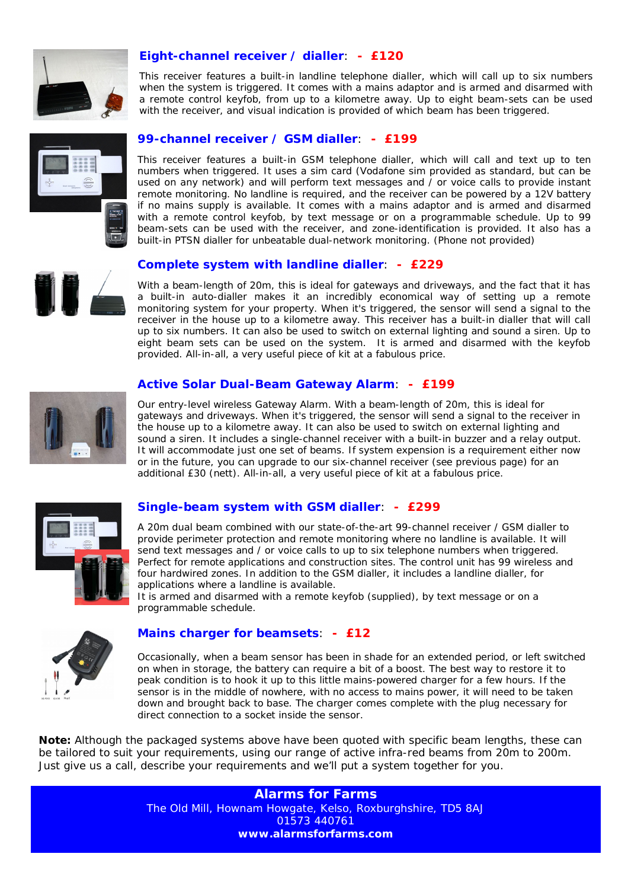## Eight-channel receiver / dialler: - £120

This receiver features a built-in landline telephone dialler, which will call up to six numbers when the system is triggered. It comes with a mains adaptor and is armed and disarmed with a remote control keyfob, from up to a kilometre away. Up to eight beam-sets can be used with the receiver, and visual indication is provided of which beam has been triggered.

## 99-channel receiver / GSM dialler: - £199

This receiver features a built-in GSM telephone dialler, which will call and text up to ten numbers when triggered. It uses a sim card (Vodafone sim provided as standard, but can be used on any network) and will perform text messages and / or voice calls to provide instant remote monitoring. No landline is required, and the receiver can be powered by a 12V battery if no mains supply is available. It comes with a mains adaptor and is armed and disarmed with a remote control keyfob, by text message or on a programmable schedule. Up to 99 beam-sets can be used with the receiver, and zone-identification is provided. It also has a built-in PTSN dialler for unbeatable dual-network monitoring. (Phone not provided)

## Complete system with landline dialler: - £229

With a beam-length of 20m, this is ideal for gateways and driveways, and the fact that it has a built-in auto-dialler makes it an incredibly economical way of setting up a remote monitoring system for your property. When it's triggered, the sensor will send a signal to the receiver in the house up to a kilometre away. This receiver has a built-in dialler that will call up to six numbers. It can also be used to switch on external lighting and sound a siren. Up to eight beam sets can be used on the system. It is armed and disarmed with the keyfob provided. All-in-all, a very useful piece of kit at a fabulous price.

## Active Solar Dual-Beam Gateway Alarm: - £199

Our entry-level wireless Gateway Alarm. With a beam-length of 20m, this is ideal for gateways and driveways. When it's triggered, the sensor will send a signal to the receiver in the house up to a kilometre away. It can also be used to switch on external lighting and sound a siren. It includes a single-channel receiver with a built-in buzzer and a relay output. It will accommodate just one set of beams. If system expansion is a requirement either now or in the future, you can upgrade to our six-channel receiver (see previous page) for an additional £30 (nett). All-in-all, a very useful piece of kit at a fabulous price.

## Single-beam system with GSM dialler: - £299

A 20m dual beam combined with our state-of-the-art 99-channel receiver / GSM dialler to provide perimeter protection and remote monitoring where no landline is available. It will send text messages and / or voice calls to up to six telephone numbers when triggered. Perfect for remote applications and construction sites. The control unit has 99 wireless and four hardwired zones. In addition to the GSM dialler, it includes a landline dialler, for applications where a landline is available.
It is armed and disarmed with a remote keyfob (supplied), by text message or on a programmable schedule.

## Mains charger for beamsets: - £12

Occasionally, when a beam sensor has been in shade for an extended period, or left switched on when in storage, the battery can require a bit of a boost. The best way to restore it to peak condition is to hook it up to this little mains-powered charger for a few hours. If the sensor is in the middle of nowhere, with no access to mains power, it will need to be taken down and brought back to base. The charger comes complete with the plug necessary for direct connection to a socket inside the sensor.

**Note:** Although the packaged systems above have been quoted with specific beam lengths, these can be tailored to suit your requirements, using our range of active infra-red beams from 20m to 200m. Just give us a call, describe your requirements and we'll put a system together for you.

**Alarms for Farms**
The Old Mill, Hownam Howgate, Kelso, Roxburghshire, TD5 8AJ
01573 440761
**www.alarmsforfarms.com**